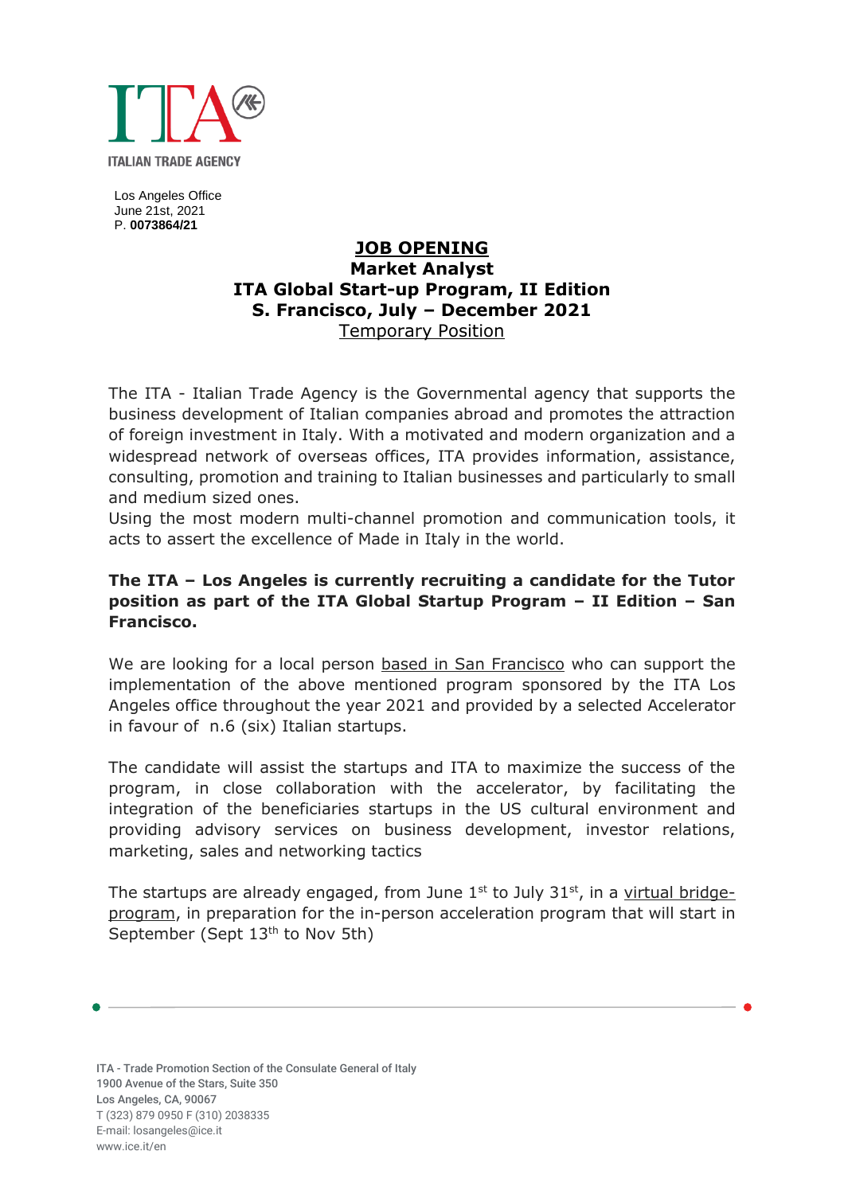ITALIAN TRADE AGENCY

Los Angeles Office
June 21st, 2021
P. **0073864/21**

# JOB OPENING
## Market Analyst
## ITA Global Start-up Program, II Edition
## S. Francisco, July – December 2021
Temporary Position

The ITA - Italian Trade Agency is the Governmental agency that supports the business development of Italian companies abroad and promotes the attraction of foreign investment in Italy. With a motivated and modern organization and a widespread network of overseas offices, ITA provides information, assistance, consulting, promotion and training to Italian businesses and particularly to small and medium sized ones.
Using the most modern multi-channel promotion and communication tools, it acts to assert the excellence of Made in Italy in the world.

**The ITA – Los Angeles is currently recruiting a candidate for the Tutor position as part of the ITA Global Startup Program – II Edition – San Francisco.**

We are looking for a local person based in San Francisco who can support the implementation of the above mentioned program sponsored by the ITA Los Angeles office throughout the year 2021 and provided by a selected Accelerator in favour of n.6 (six) Italian startups.

The candidate will assist the startups and ITA to maximize the success of the program, in close collaboration with the accelerator, by facilitating the integration of the beneficiaries startups in the US cultural environment and providing advisory services on business development, investor relations, marketing, sales and networking tactics

The startups are already engaged, from June 1st to July 31st, in a virtual bridge-program, in preparation for the in-person acceleration program that will start in September (Sept 13th to Nov 5th)

ITA - Trade Promotion Section of the Consulate General of Italy
1900 Avenue of the Stars, Suite 350
Los Angeles, CA, 90067
T (323) 879 0950 F (310) 2038335
E-mail: losangeles@ice.it
www.ice.it/en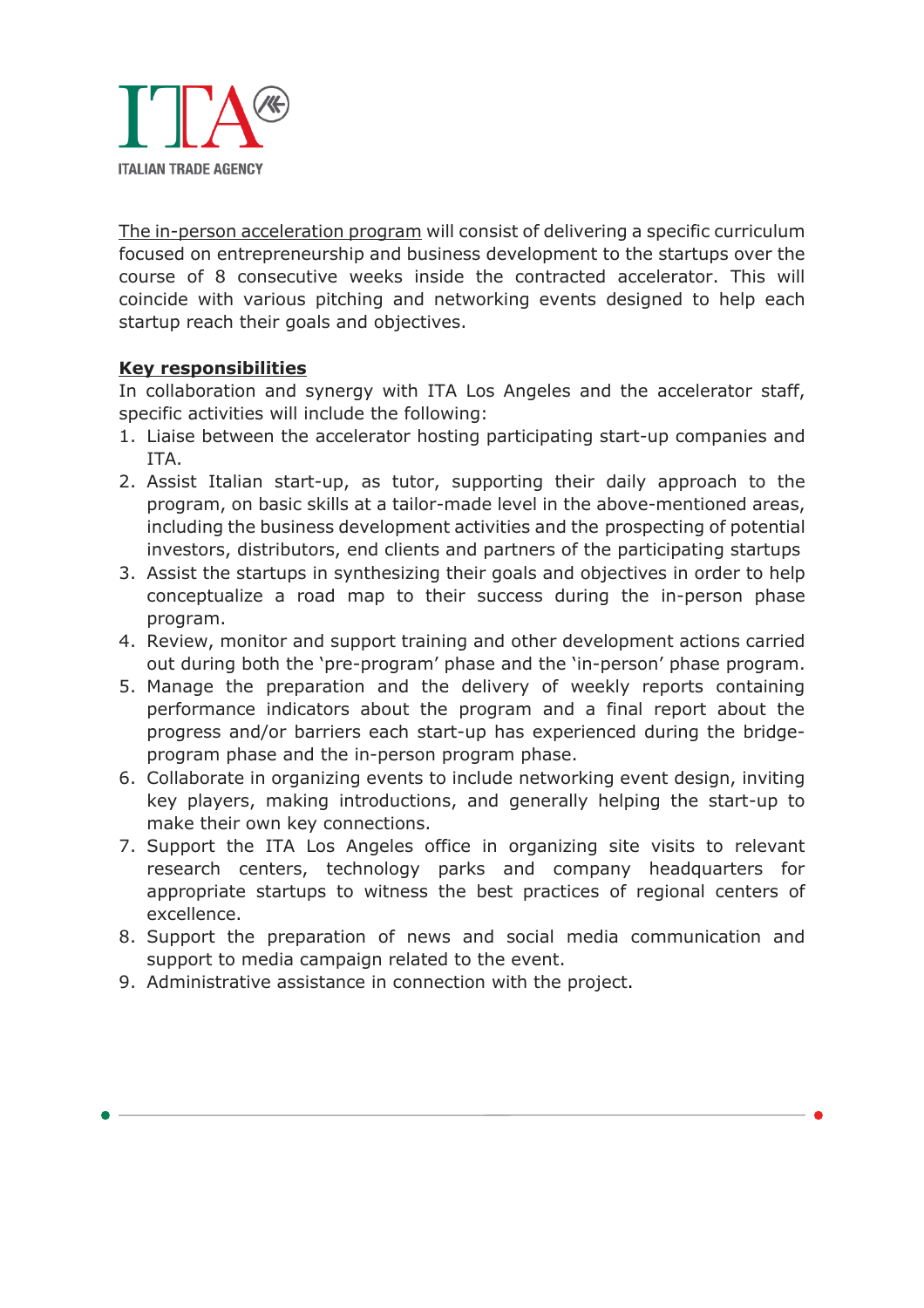The in-person acceleration program will consist of delivering a specific curriculum focused on entrepreneurship and business development to the startups over the course of 8 consecutive weeks inside the contracted accelerator. This will coincide with various pitching and networking events designed to help each startup reach their goals and objectives.

**Key responsibilities**

In collaboration and synergy with ITA Los Angeles and the accelerator staff, specific activities will include the following:

1. Liaise between the accelerator hosting participating start-up companies and ITA.
2. Assist Italian start-up, as tutor, supporting their daily approach to the program, on basic skills at a tailor-made level in the above-mentioned areas, including the business development activities and the prospecting of potential investors, distributors, end clients and partners of the participating startups
3. Assist the startups in synthesizing their goals and objectives in order to help conceptualize a road map to their success during the in-person phase program.
4. Review, monitor and support training and other development actions carried out during both the 'pre-program' phase and the 'in-person' phase program.
5. Manage the preparation and the delivery of weekly reports containing performance indicators about the program and a final report about the progress and/or barriers each start-up has experienced during the bridge-program phase and the in-person program phase.
6. Collaborate in organizing events to include networking event design, inviting key players, making introductions, and generally helping the start-up to make their own key connections.
7. Support the ITA Los Angeles office in organizing site visits to relevant research centers, technology parks and company headquarters for appropriate startups to witness the best practices of regional centers of excellence.
8. Support the preparation of news and social media communication and support to media campaign related to the event.
9. Administrative assistance in connection with the project.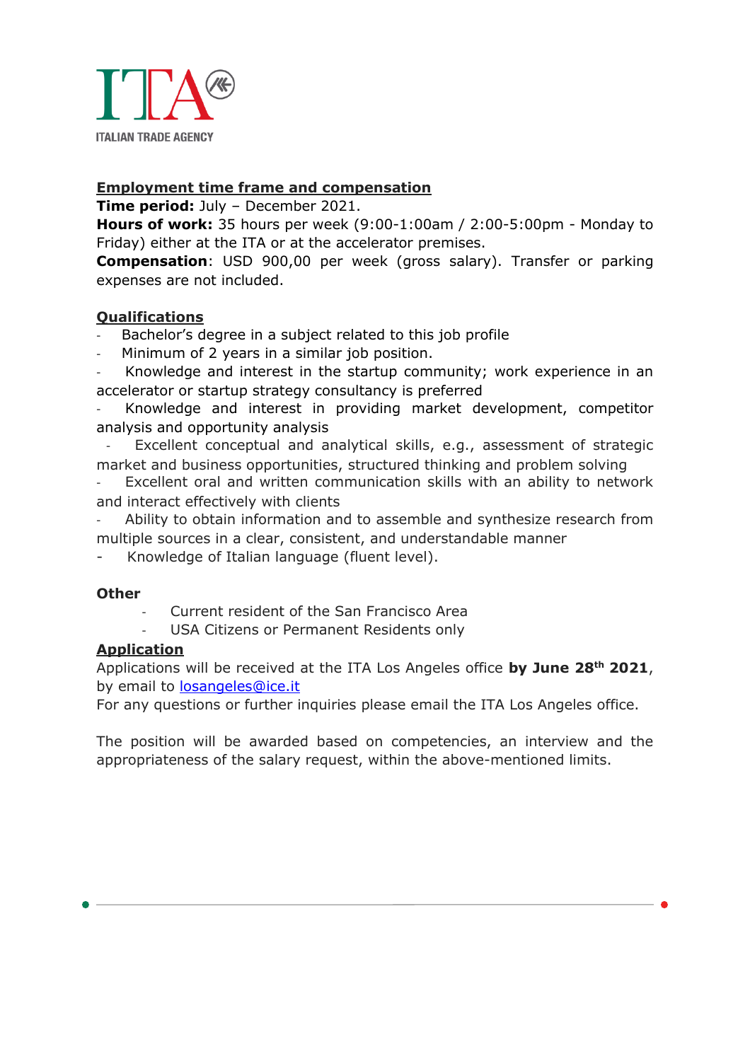ITALIAN TRADE AGENCY

## Employment time frame and compensation

**Time period:** July – December 2021.

**Hours of work:** 35 hours per week (9:00-1:00am / 2:00-5:00pm - Monday to Friday) either at the ITA or at the accelerator premises.

**Compensation**: USD 900,00 per week (gross salary). Transfer or parking expenses are not included.

## Qualifications

- Bachelor's degree in a subject related to this job profile
- Minimum of 2 years in a similar job position.
- Knowledge and interest in the startup community; work experience in an accelerator or startup strategy consultancy is preferred
- Knowledge and interest in providing market development, competitor analysis and opportunity analysis
- Excellent conceptual and analytical skills, e.g., assessment of strategic market and business opportunities, structured thinking and problem solving
- Excellent oral and written communication skills with an ability to network and interact effectively with clients
- Ability to obtain information and to assemble and synthesize research from multiple sources in a clear, consistent, and understandable manner
- Knowledge of Italian language (fluent level).

**Other**

- Current resident of the San Francisco Area
- USA Citizens or Permanent Residents only

## Application

Applications will be received at the ITA Los Angeles office **by June 28th 2021**, by email to losangeles@ice.it

For any questions or further inquiries please email the ITA Los Angeles office.

The position will be awarded based on competencies, an interview and the appropriateness of the salary request, within the above-mentioned limits.